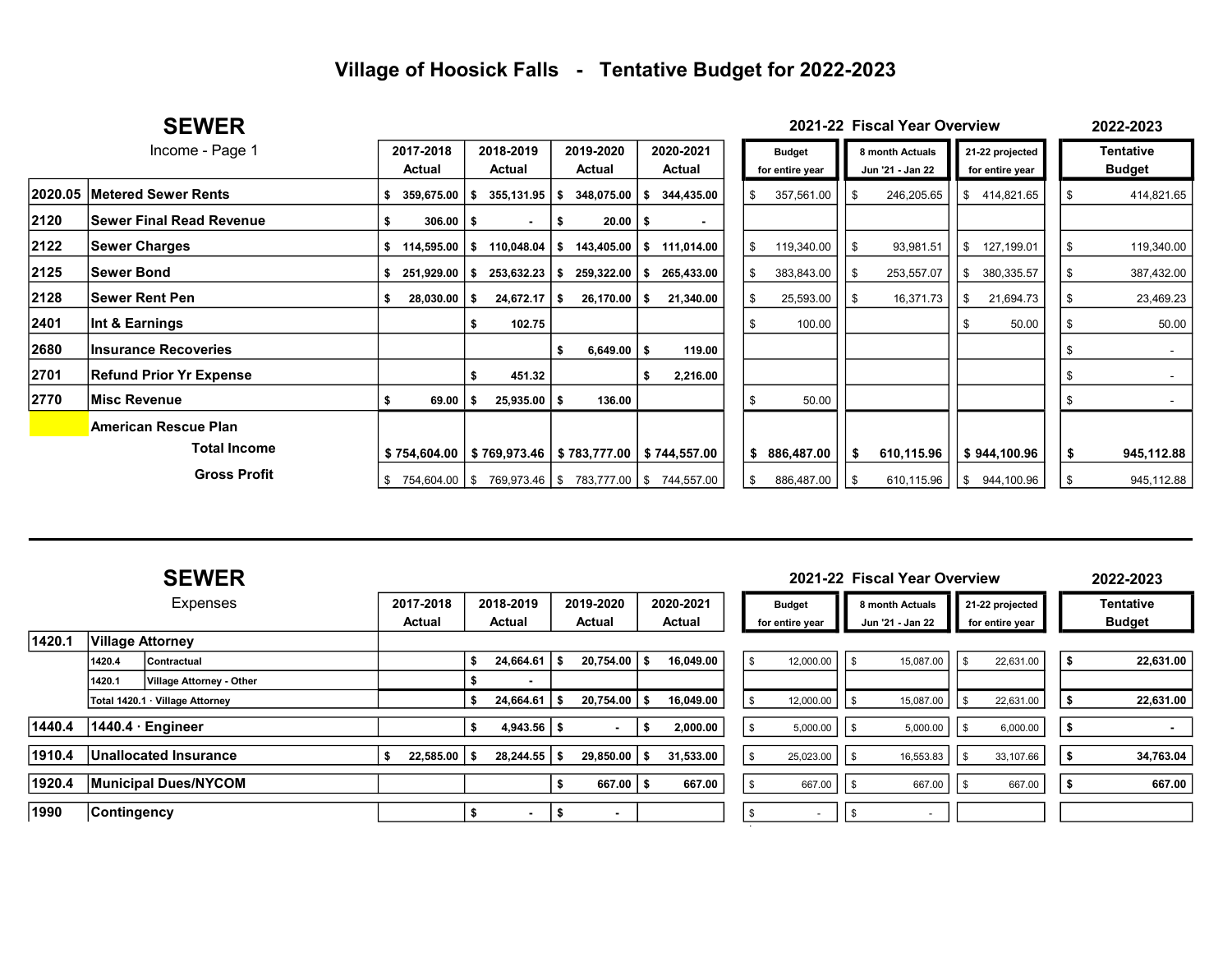# Village of Hoosick Falls - Tentative Budget for 2022-2023

## SEWER

Income - Page 1

| Code | Description | 2017-2018 Actual | 2018-2019 Actual | 2019-2020 Actual | 2020-2021 Actual | 2021-22 Fiscal Year Overview: Budget for entire year | 8 month Actuals Jun '21 - Jan 22 | 21-22 projected for entire year | 2022-2023 Tentative Budget |
|---|---|---|---|---|---|---|---|---|---|
| 2020.05 | Metered Sewer Rents | $ 359,675.00 | $ 355,131.95 | $ 348,075.00 | $ 344,435.00 | $ 357,561.00 | $ 246,205.65 | $ 414,821.65 | $ 414,821.65 |
| 2120 | Sewer Final Read Revenue | $ 306.00 | $ - | $ 20.00 | $ - | | | | |
| 2122 | Sewer Charges | $ 114,595.00 | $ 110,048.04 | $ 143,405.00 | $ 111,014.00 | $ 119,340.00 | $ 93,981.51 | $ 127,199.01 | $ 119,340.00 |
| 2125 | Sewer Bond | $ 251,929.00 | $ 253,632.23 | $ 259,322.00 | $ 265,433.00 | $ 383,843.00 | $ 253,557.07 | $ 380,335.57 | $ 387,432.00 |
| 2128 | Sewer Rent Pen | $ 28,030.00 | $ 24,672.17 | $ 26,170.00 | $ 21,340.00 | $ 25,593.00 | $ 16,371.73 | $ 21,694.73 | $ 23,469.23 |
| 2401 | Int & Earnings | | $ 102.75 | | | $ 100.00 | | $ 50.00 | $ 50.00 |
| 2680 | Insurance Recoveries | | | $ 6,649.00 | $ 119.00 | | | | $ - |
| 2701 | Refund Prior Yr Expense | | $ 451.32 | | $ 2,216.00 | | | | $ - |
| 2770 | Misc Revenue | $ 69.00 | $ 25,935.00 | $ 136.00 | | $ 50.00 | | | $ - |
| | American Rescue Plan | | | | | | | | |
| | **Total Income** | **$ 754,604.00** | **$ 769,973.46** | **$ 783,777.00** | **$ 744,557.00** | **$ 886,487.00** | **$ 610,115.96** | **$ 944,100.96** | **$ 945,112.88** |
| | **Gross Profit** | $ 754,604.00 | $ 769,973.46 | $ 783,777.00 | $ 744,557.00 | $ 886,487.00 | $ 610,115.96 | $ 944,100.96 | $ 945,112.88 |

## SEWER

Expenses

| Code | Description | 2017-2018 Actual | 2018-2019 Actual | 2019-2020 Actual | 2020-2021 Actual | 2021-22 Fiscal Year Overview: Budget for entire year | 8 month Actuals Jun '21 - Jan 22 | 21-22 projected for entire year | 2022-2023 Tentative Budget |
|---|---|---|---|---|---|---|---|---|---|
| 1420.1 | **Village Attorney** | | | | | | | | |
| 1420.4 | Contractual | | $ 24,664.61 | $ 20,754.00 | $ 16,049.00 | $ 12,000.00 | $ 15,087.00 | $ 22,631.00 | $ 22,631.00 |
| 1420.1 | Village Attorney - Other | | $ - | | | | | | |
| | Total 1420.1 · Village Attorney | | $ 24,664.61 | $ 20,754.00 | $ 16,049.00 | $ 12,000.00 | $ 15,087.00 | $ 22,631.00 | $ 22,631.00 |
| 1440.4 | 1440.4 · Engineer | | $ 4,943.56 | $ - | $ 2,000.00 | $ 5,000.00 | $ 5,000.00 | $ 6,000.00 | $ - |
| 1910.4 | Unallocated Insurance | $ 22,585.00 | $ 28,244.55 | $ 29,850.00 | $ 31,533.00 | $ 25,023.00 | $ 16,553.83 | $ 33,107.66 | $ 34,763.04 |
| 1920.4 | Municipal Dues/NYCOM | | | $ 667.00 | $ 667.00 | $ 667.00 | $ 667.00 | $ 667.00 | $ 667.00 |
| 1990 | Contingency | | $ - | $ - | | $ - | $ - | | |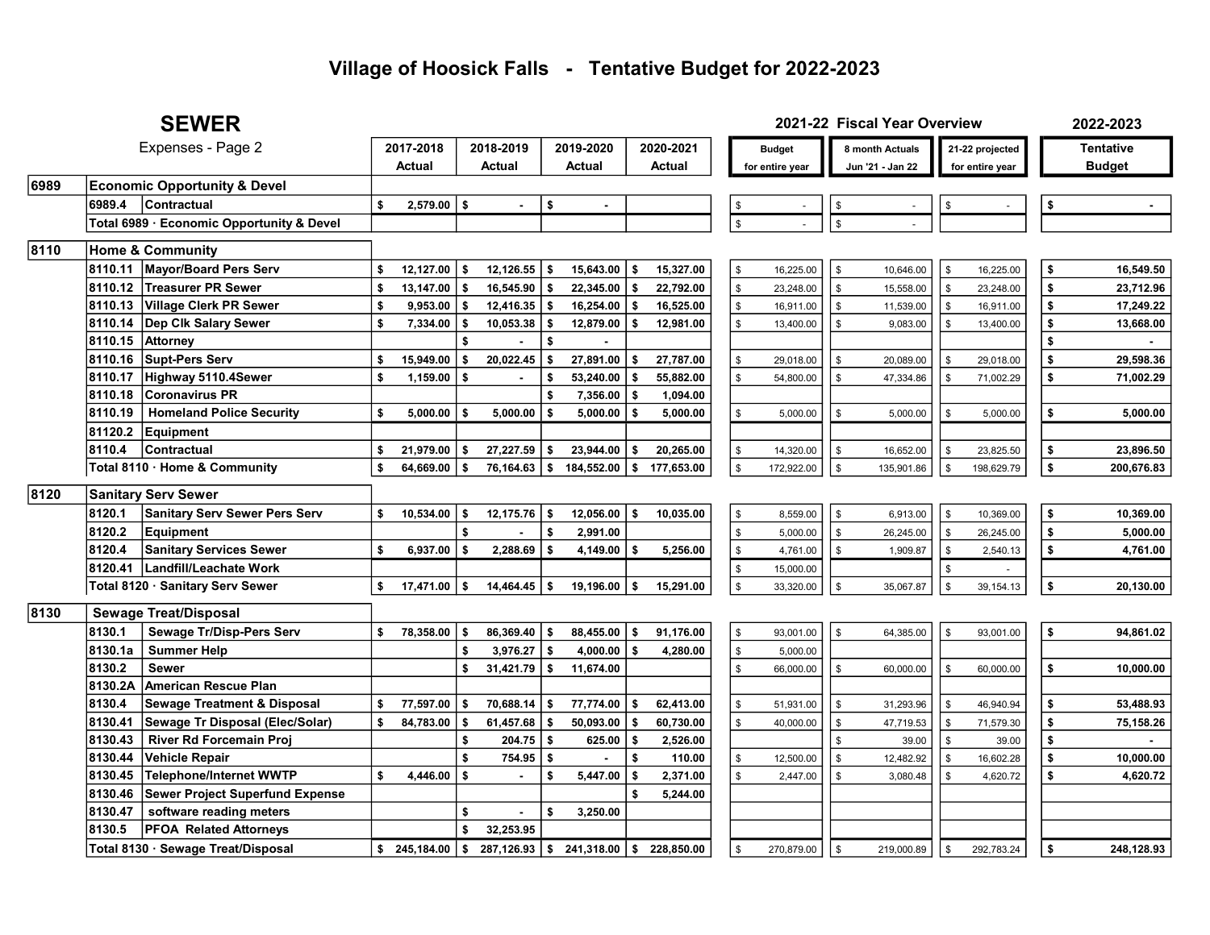# Village of Hoosick Falls - Tentative Budget for 2022-2023

## SEWER

Expenses - Page 2

| | | | 2017-2018 Actual | 2018-2019 Actual | 2019-2020 Actual | 2020-2021 Actual | 2021-22 Fiscal Year Overview: Budget for entire year | 8 month Actuals Jun '21 - Jan 22 | 21-22 projected for entire year | 2022-2023 Tentative Budget |
|---|---|---|---|---|---|---|---|---|---|---|
| **6989** | **Economic Opportunity & Devel** | | | | | | | | | |
| | **6989.4** | **Contractual** | $ 2,579.00 | $ - | $ - | | $ - | $ - | $ - | $ - |
| | **Total 6989 · Economic Opportunity & Devel** | | | | | | $ - | $ - | | |
| **8110** | **Home & Community** | | | | | | | | | |
| | **8110.11** | **Mayor/Board Pers Serv** | $ 12,127.00 | $ 12,126.55 | $ 15,643.00 | $ 15,327.00 | $ 16,225.00 | $ 10,646.00 | $ 16,225.00 | $ 16,549.50 |
| | **8110.12** | **Treasurer PR Sewer** | $ 13,147.00 | $ 16,545.90 | $ 22,345.00 | $ 22,792.00 | $ 23,248.00 | $ 15,558.00 | $ 23,248.00 | $ 23,712.96 |
| | **8110.13** | **Village Clerk PR Sewer** | $ 9,953.00 | $ 12,416.35 | $ 16,254.00 | $ 16,525.00 | $ 16,911.00 | $ 11,539.00 | $ 16,911.00 | $ 17,249.22 |
| | **8110.14** | **Dep Clk Salary Sewer** | $ 7,334.00 | $ 10,053.38 | $ 12,879.00 | $ 12,981.00 | $ 13,400.00 | $ 9,083.00 | $ 13,400.00 | $ 13,668.00 |
| | **8110.15** | **Attorney** | | $ - | $ - | | | | | $ - |
| | **8110.16** | **Supt-Pers Serv** | $ 15,949.00 | $ 20,022.45 | $ 27,891.00 | $ 27,787.00 | $ 29,018.00 | $ 20,089.00 | $ 29,018.00 | $ 29,598.36 |
| | **8110.17** | **Highway 5110.4Sewer** | $ 1,159.00 | $ - | $ 53,240.00 | $ 55,882.00 | $ 54,800.00 | $ 47,334.86 | $ 71,002.29 | $ 71,002.29 |
| | **8110.18** | **Coronavirus PR** | | | $ 7,356.00 | $ 1,094.00 | | | | |
| | **8110.19** | **Homeland Police Security** | $ 5,000.00 | $ 5,000.00 | $ 5,000.00 | $ 5,000.00 | $ 5,000.00 | $ 5,000.00 | $ 5,000.00 | $ 5,000.00 |
| | **81120.2** | **Equipment** | | | | | | | | |
| | **8110.4** | **Contractual** | $ 21,979.00 | $ 27,227.59 | $ 23,944.00 | $ 20,265.00 | $ 14,320.00 | $ 16,652.00 | $ 23,825.50 | $ 23,896.50 |
| | **Total 8110 · Home & Community** | | $ 64,669.00 | $ 76,164.63 | $ 184,552.00 | $ 177,653.00 | $ 172,922.00 | $ 135,901.86 | $ 198,629.79 | $ 200,676.83 |
| **8120** | **Sanitary Serv Sewer** | | | | | | | | | |
| | **8120.1** | **Sanitary Serv Sewer Pers Serv** | $ 10,534.00 | $ 12,175.76 | $ 12,056.00 | $ 10,035.00 | $ 8,559.00 | $ 6,913.00 | $ 10,369.00 | $ 10,369.00 |
| | **8120.2** | **Equipment** | | $ - | $ 2,991.00 | | $ 5,000.00 | $ 26,245.00 | $ 26,245.00 | $ 5,000.00 |
| | **8120.4** | **Sanitary Services Sewer** | $ 6,937.00 | $ 2,288.69 | $ 4,149.00 | $ 5,256.00 | $ 4,761.00 | $ 1,909.87 | $ 2,540.13 | $ 4,761.00 |
| | **8120.41** | **Landfill/Leachate Work** | | | | | $ 15,000.00 | | $ - | |
| | **Total 8120 · Sanitary Serv Sewer** | | $ 17,471.00 | $ 14,464.45 | $ 19,196.00 | $ 15,291.00 | $ 33,320.00 | $ 35,067.87 | $ 39,154.13 | $ 20,130.00 |
| **8130** | **Sewage Treat/Disposal** | | | | | | | | | |
| | **8130.1** | **Sewage Tr/Disp-Pers Serv** | $ 78,358.00 | $ 86,369.40 | $ 88,455.00 | $ 91,176.00 | $ 93,001.00 | $ 64,385.00 | $ 93,001.00 | $ 94,861.02 |
| | **8130.1a** | **Summer Help** | | $ 3,976.27 | $ 4,000.00 | $ 4,280.00 | $ 5,000.00 | | | |
| | **8130.2** | **Sewer** | | $ 31,421.79 | $ 11,674.00 | | $ 66,000.00 | $ 60,000.00 | $ 60,000.00 | $ 10,000.00 |
| | **8130.2A** | **American Rescue Plan** | | | | | | | | |
| | **8130.4** | **Sewage Treatment & Disposal** | $ 77,597.00 | $ 70,688.14 | $ 77,774.00 | $ 62,413.00 | $ 51,931.00 | $ 31,293.96 | $ 46,940.94 | $ 53,488.93 |
| | **8130.41** | **Sewage Tr Disposal (Elec/Solar)** | $ 84,783.00 | $ 61,457.68 | $ 50,093.00 | $ 60,730.00 | $ 40,000.00 | $ 47,719.53 | $ 71,579.30 | $ 75,158.26 |
| | **8130.43** | **River Rd Forcemain Proj** | | $ 204.75 | $ 625.00 | $ 2,526.00 | | $ 39.00 | $ 39.00 | $ - |
| | **8130.44** | **Vehicle Repair** | | $ 754.95 | $ - | $ 110.00 | $ 12,500.00 | $ 12,482.92 | $ 16,602.28 | $ 10,000.00 |
| | **8130.45** | **Telephone/Internet WWTP** | $ 4,446.00 | $ - | $ 5,447.00 | $ 2,371.00 | $ 2,447.00 | $ 3,080.48 | $ 4,620.72 | $ 4,620.72 |
| | **8130.46** | **Sewer Project Superfund Expense** | | | | $ 5,244.00 | | | | |
| | **8130.47** | **software reading meters** | | $ - | $ 3,250.00 | | | | | |
| | **8130.5** | **PFOA Related Attorneys** | | $ 32,253.95 | | | | | | |
| | **Total 8130 · Sewage Treat/Disposal** | | $ 245,184.00 | $ 287,126.93 | $ 241,318.00 | $ 228,850.00 | $ 270,879.00 | $ 219,000.89 | $ 292,783.24 | $ 248,128.93 |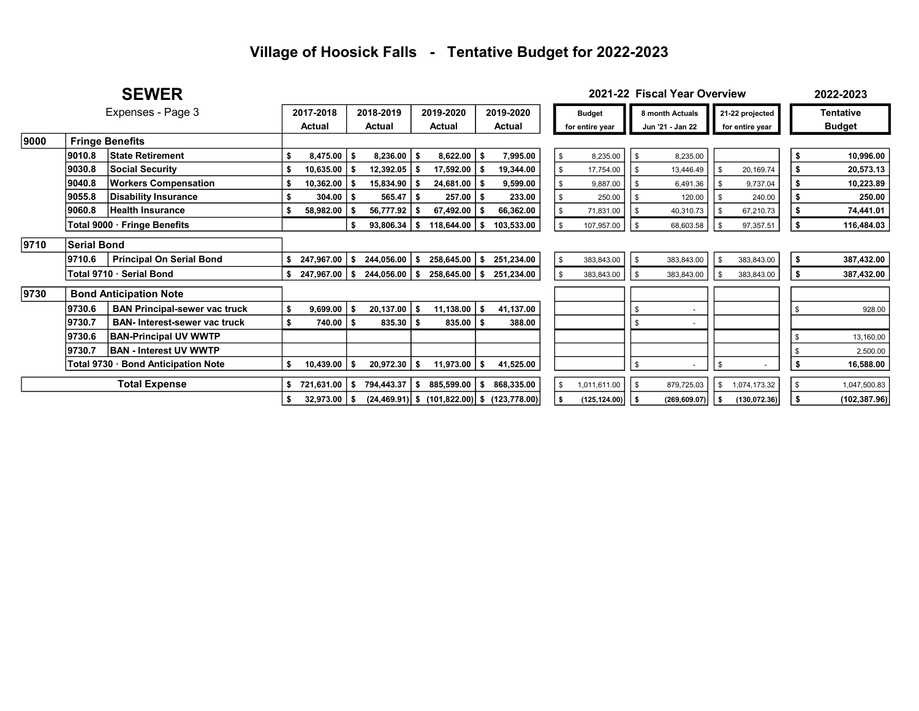# Village of Hoosick Falls - Tentative Budget for 2022-2023

## SEWER

Expenses - Page 3

| | | | 2017-2018 Actual | 2018-2019 Actual | 2019-2020 Actual | 2019-2020 Actual | 2021-22 Fiscal Year Overview: Budget for entire year | 8 month Actuals Jun '21 - Jan 22 | 21-22 projected for entire year | 2022-2023 Tentative Budget |
|---|---|---|---|---|---|---|---|---|---|---|
| 9000 | **Fringe Benefits** | | | | | | | | | |
| | 9010.8 | State Retirement | $ 8,475.00 | $ 8,236.00 | $ 8,622.00 | $ 7,995.00 | $ 8,235.00 | $ 8,235.00 | | $ 10,996.00 |
| | 9030.8 | Social Security | $ 10,635.00 | $ 12,392.05 | $ 17,592.00 | $ 19,344.00 | $ 17,754.00 | $ 13,446.49 | $ 20,169.74 | $ 20,573.13 |
| | 9040.8 | Workers Compensation | $ 10,362.00 | $ 15,834.90 | $ 24,681.00 | $ 9,599.00 | $ 9,887.00 | $ 6,491.36 | $ 9,737.04 | $ 10,223.89 |
| | 9055.8 | Disability Insurance | $ 304.00 | $ 565.47 | $ 257.00 | $ 233.00 | $ 250.00 | $ 120.00 | $ 240.00 | $ 250.00 |
| | 9060.8 | Health Insurance | $ 58,982.00 | $ 56,777.92 | $ 67,492.00 | $ 66,362.00 | $ 71,831.00 | $ 40,310.73 | $ 67,210.73 | $ 74,441.01 |
| | Total 9000 · Fringe Benefits | | | $ 93,806.34 | $ 118,644.00 | $ 103,533.00 | $ 107,957.00 | $ 68,603.58 | $ 97,357.51 | $ 116,484.03 |
| 9710 | **Serial Bond** | | | | | | | | | |
| | 9710.6 | Principal On Serial Bond | $ 247,967.00 | $ 244,056.00 | $ 258,645.00 | $ 251,234.00 | $ 383,843.00 | $ 383,843.00 | $ 383,843.00 | $ 387,432.00 |
| | Total 9710 · Serial Bond | | $ 247,967.00 | $ 244,056.00 | $ 258,645.00 | $ 251,234.00 | $ 383,843.00 | $ 383,843.00 | $ 383,843.00 | $ 387,432.00 |
| 9730 | **Bond Anticipation Note** | | | | | | | | | |
| | 9730.6 | BAN Principal-sewer vac truck | $ 9,699.00 | $ 20,137.00 | $ 11,138.00 | $ 41,137.00 | | $ - | | $ 928.00 |
| | 9730.7 | BAN- Interest-sewer vac truck | $ 740.00 | $ 835.30 | $ 835.00 | $ 388.00 | | $ - | | |
| | 9730.6 | BAN-Principal UV WWTP | | | | | | | | $ 13,160.00 |
| | 9730.7 | BAN - Interest UV WWTP | | | | | | | | $ 2,500.00 |
| | Total 9730 · Bond Anticipation Note | | $ 10,439.00 | $ 20,972.30 | $ 11,973.00 | $ 41,525.00 | | $ - | $ - | $ 16,588.00 |
| **Total Expense** | | | $ 721,631.00 | $ 794,443.37 | $ 885,599.00 | $ 868,335.00 | $ 1,011,611.00 | $ 879,725.03 | $ 1,074,173.32 | $ 1,047,500.83 |
| | | | $ 32,973.00 | $ (24,469.91) | $ (101,822.00) | $ (123,778.00) | $ (125,124.00) | $ (269,609.07) | $ (130,072.36) | $ (102,387.96) |